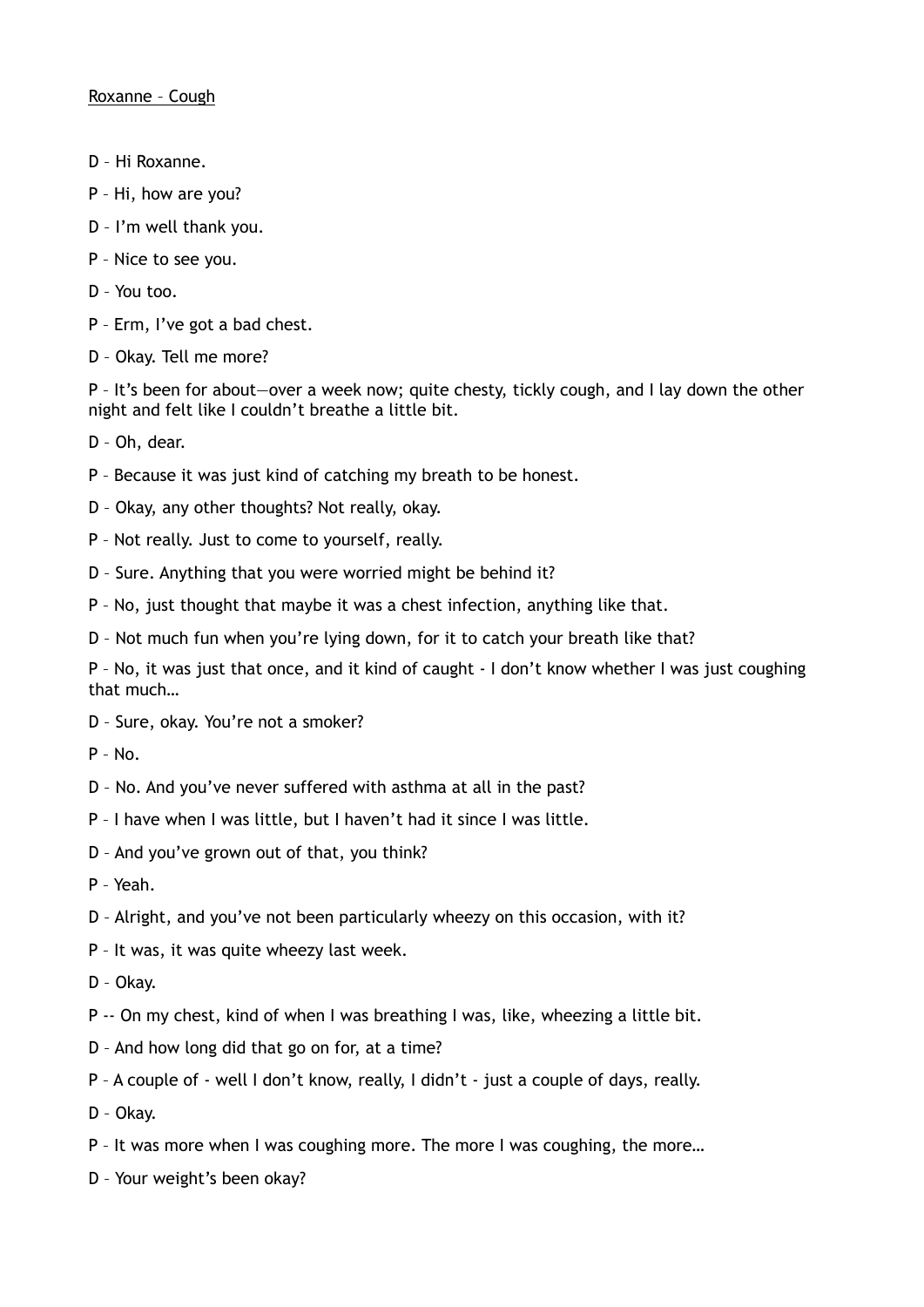<u>Roxanne – Cough</u>

D – Hi Roxanne.

P – Hi, how are you?

D – I'm well thank you.

P – Nice to see you.

D – You too.

P – Erm, I've got a bad chest.

D – Okay. Tell me more?

P – It's been for about—over a week now; quite chesty, tickly cough, and I lay down the other night and felt like I couldn't breathe a little bit.

D – Oh, dear.

P – Because it was just kind of catching my breath to be honest.

D – Okay, any other thoughts? Not really, okay.

P – Not really. Just to come to yourself, really.

D – Sure. Anything that you were worried might be behind it?

P – No, just thought that maybe it was a chest infection, anything like that.

D – Not much fun when you're lying down, for it to catch your breath like that?

P – No, it was just that once, and it kind of caught - I don't know whether I was just coughing that much…

D – Sure, okay. You're not a smoker?

P – No.

D – No. And you've never suffered with asthma at all in the past?

P – I have when I was little, but I haven't had it since I was little.

D – And you've grown out of that, you think?

P – Yeah.

D – Alright, and you've not been particularly wheezy on this occasion, with it?

P – It was, it was quite wheezy last week.

D – Okay.

P -- On my chest, kind of when I was breathing I was, like, wheezing a little bit.

D – And how long did that go on for, at a time?

P – A couple of - well I don't know, really, I didn't - just a couple of days, really.

D – Okay.

P – It was more when I was coughing more. The more I was coughing, the more…

D – Your weight's been okay?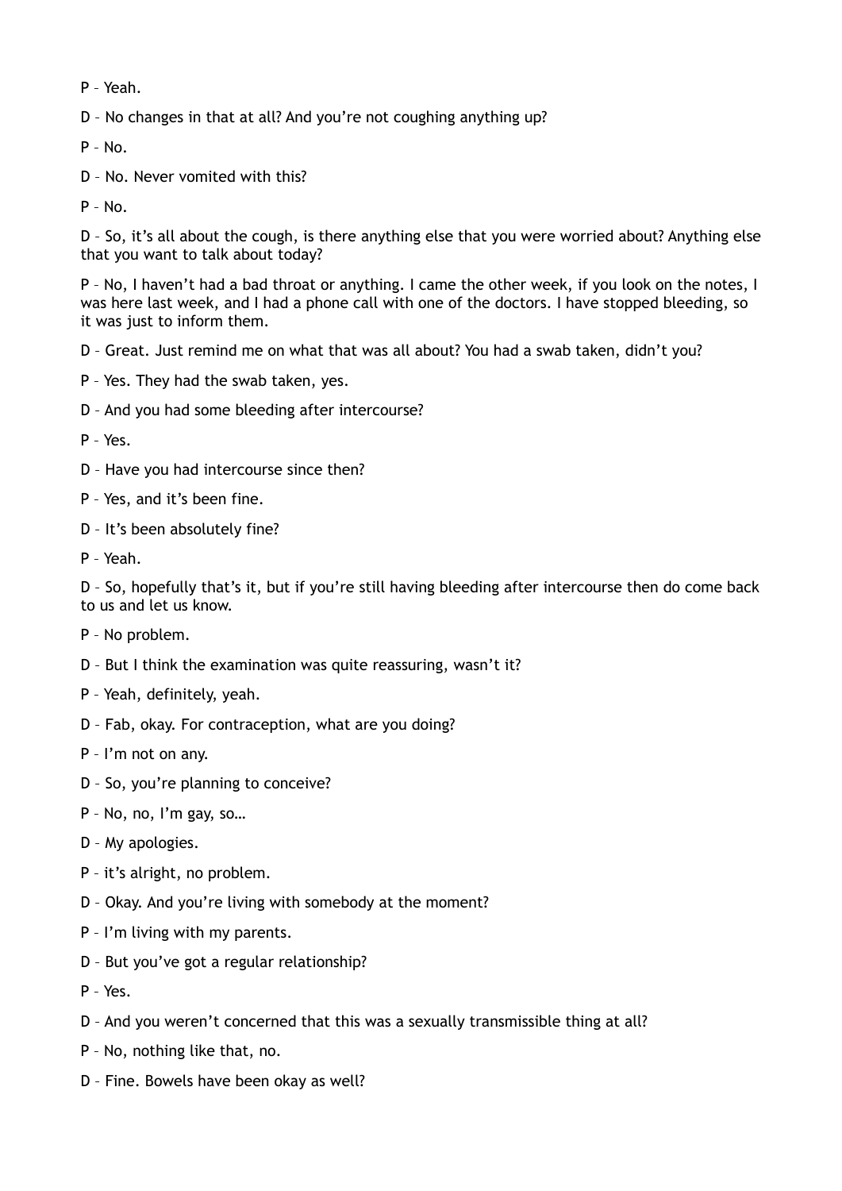P – Yeah.

D – No changes in that at all? And you're not coughing anything up?

P – No.

D – No. Never vomited with this?

P – No.

D – So, it's all about the cough, is there anything else that you were worried about? Anything else that you want to talk about today?

P – No, I haven't had a bad throat or anything. I came the other week, if you look on the notes, I was here last week, and I had a phone call with one of the doctors. I have stopped bleeding, so it was just to inform them.

D – Great. Just remind me on what that was all about? You had a swab taken, didn't you?

P – Yes. They had the swab taken, yes.

D – And you had some bleeding after intercourse?

P – Yes.

D – Have you had intercourse since then?

P – Yes, and it's been fine.

D – It's been absolutely fine?

P – Yeah.

D – So, hopefully that's it, but if you're still having bleeding after intercourse then do come back to us and let us know.

P – No problem.

D – But I think the examination was quite reassuring, wasn't it?

P – Yeah, definitely, yeah.

D – Fab, okay. For contraception, what are you doing?

P – I'm not on any.

D – So, you're planning to conceive?

P – No, no, I'm gay, so…

D – My apologies.

P – it's alright, no problem.

D – Okay. And you're living with somebody at the moment?

P – I'm living with my parents.

D – But you've got a regular relationship?

P – Yes.

D – And you weren't concerned that this was a sexually transmissible thing at all?

P – No, nothing like that, no.

D – Fine. Bowels have been okay as well?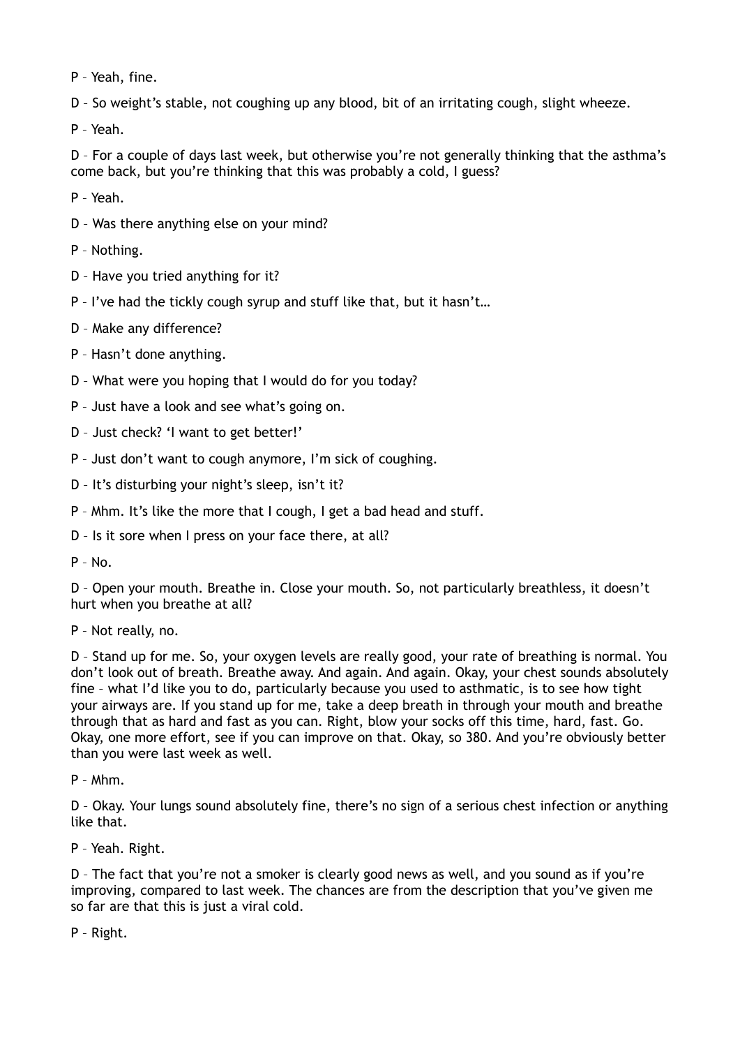P – Yeah, fine.

D – So weight's stable, not coughing up any blood, bit of an irritating cough, slight wheeze.

P – Yeah.

D – For a couple of days last week, but otherwise you're not generally thinking that the asthma's come back, but you're thinking that this was probably a cold, I guess?

P – Yeah.

D – Was there anything else on your mind?

P – Nothing.

D – Have you tried anything for it?

P – I've had the tickly cough syrup and stuff like that, but it hasn't…

D – Make any difference?

P – Hasn't done anything.

D – What were you hoping that I would do for you today?

P – Just have a look and see what's going on.

D – Just check? 'I want to get better!'

P – Just don't want to cough anymore, I'm sick of coughing.

D – It's disturbing your night's sleep, isn't it?

P – Mhm. It's like the more that I cough, I get a bad head and stuff.

D – Is it sore when I press on your face there, at all?

P – No.

D – Open your mouth. Breathe in. Close your mouth. So, not particularly breathless, it doesn't hurt when you breathe at all?

P – Not really, no.

D – Stand up for me. So, your oxygen levels are really good, your rate of breathing is normal. You don't look out of breath. Breathe away. And again. And again. Okay, your chest sounds absolutely fine – what I'd like you to do, particularly because you used to asthmatic, is to see how tight your airways are. If you stand up for me, take a deep breath in through your mouth and breathe through that as hard and fast as you can. Right, blow your socks off this time, hard, fast. Go. Okay, one more effort, see if you can improve on that. Okay, so 380. And you're obviously better than you were last week as well.

P – Mhm.

D – Okay. Your lungs sound absolutely fine, there's no sign of a serious chest infection or anything like that.

P – Yeah. Right.

D – The fact that you're not a smoker is clearly good news as well, and you sound as if you're improving, compared to last week. The chances are from the description that you've given me so far are that this is just a viral cold.

P – Right.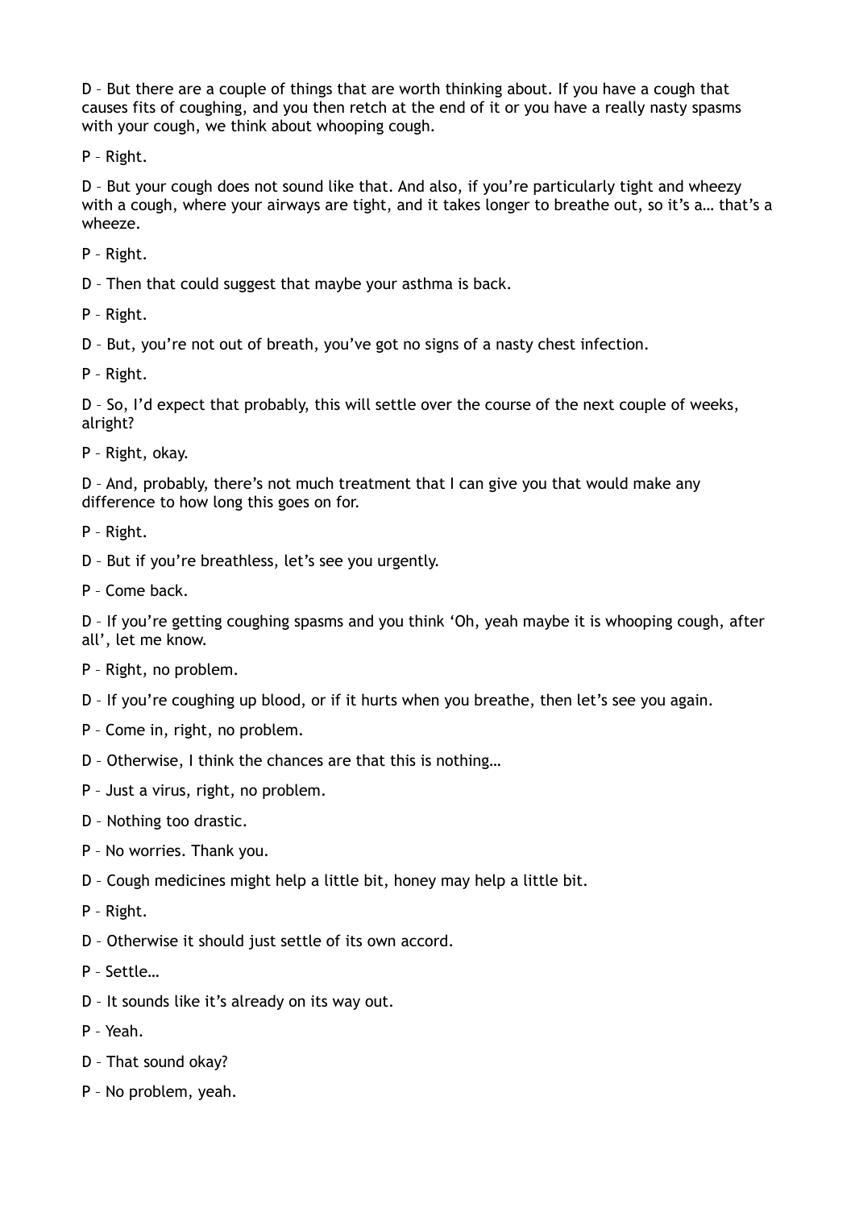D – But there are a couple of things that are worth thinking about. If you have a cough that causes fits of coughing, and you then retch at the end of it or you have a really nasty spasms with your cough, we think about whooping cough.

P – Right.

D – But your cough does not sound like that. And also, if you're particularly tight and wheezy with a cough, where your airways are tight, and it takes longer to breathe out, so it's a… that's a wheeze.

P – Right.

D – Then that could suggest that maybe your asthma is back.

P – Right.

D – But, you're not out of breath, you've got no signs of a nasty chest infection.

P – Right.

D – So, I'd expect that probably, this will settle over the course of the next couple of weeks, alright?

P – Right, okay.

D – And, probably, there's not much treatment that I can give you that would make any difference to how long this goes on for.

P – Right.

D – But if you're breathless, let's see you urgently.

P – Come back.

D – If you're getting coughing spasms and you think 'Oh, yeah maybe it is whooping cough, after all', let me know.

P – Right, no problem.

D – If you're coughing up blood, or if it hurts when you breathe, then let's see you again.

P – Come in, right, no problem.

D – Otherwise, I think the chances are that this is nothing…

P – Just a virus, right, no problem.

D – Nothing too drastic.

P – No worries. Thank you.

D – Cough medicines might help a little bit, honey may help a little bit.

P – Right.

D – Otherwise it should just settle of its own accord.

P – Settle…

D – It sounds like it's already on its way out.

P – Yeah.

D – That sound okay?

P – No problem, yeah.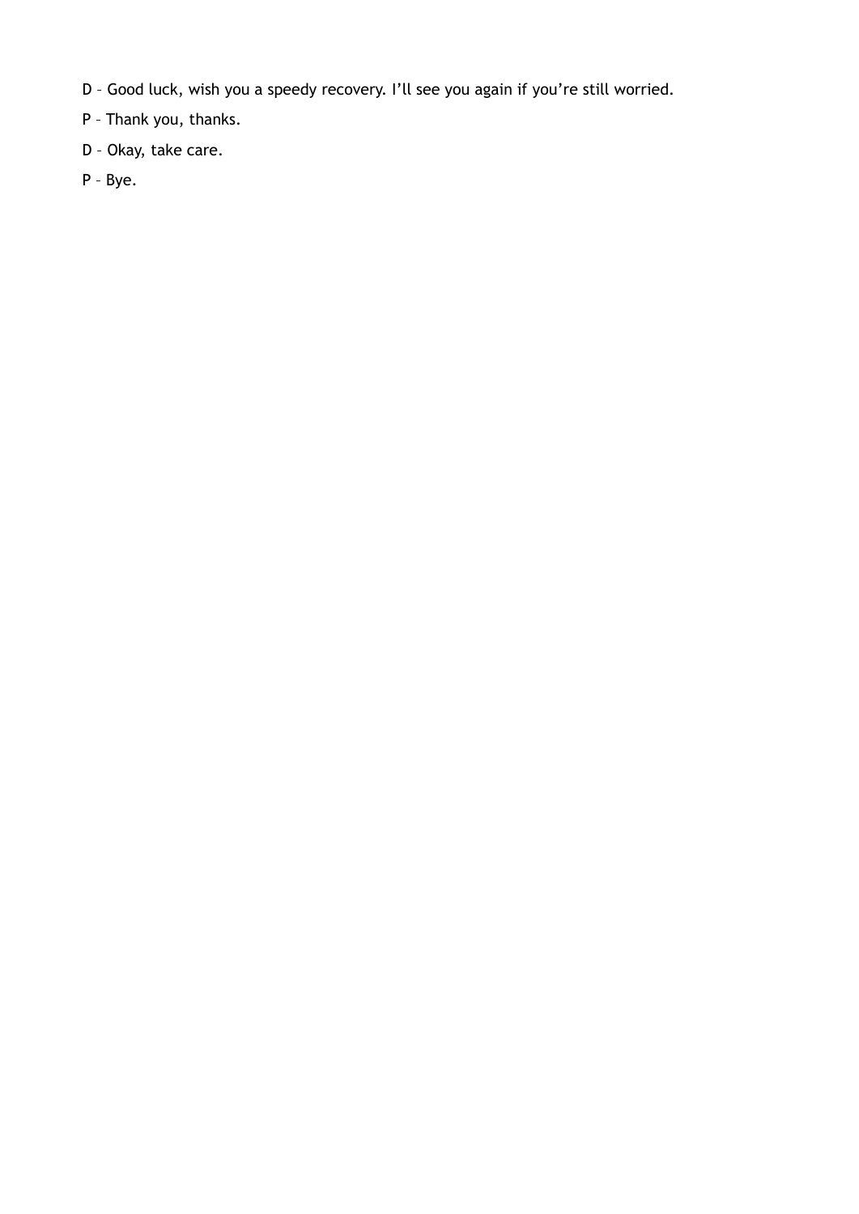D – Good luck, wish you a speedy recovery. I'll see you again if you're still worried.

P – Thank you, thanks.

D – Okay, take care.

P – Bye.